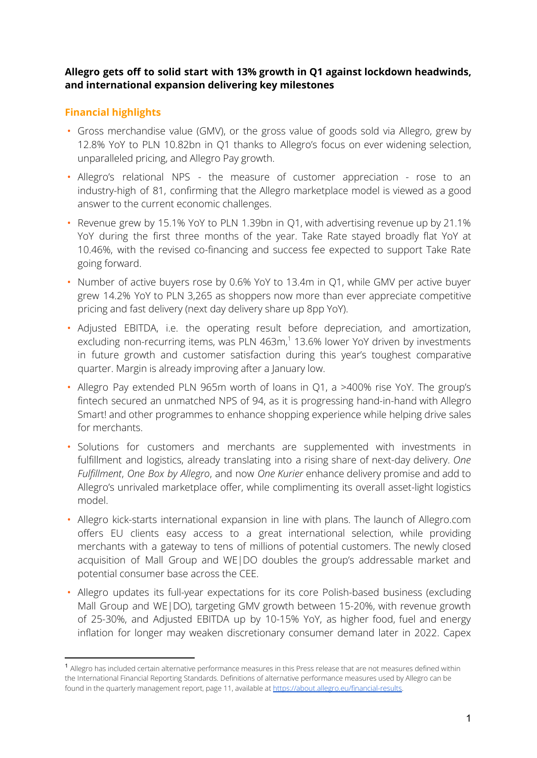**Allegro gets off to solid start with 13% growth in Q1 against lockdown headwinds, and international expansion delivering key milestones**

## Financial highlights

- Gross merchandise value (GMV), or the gross value of goods sold via Allegro, grew by 12.8% YoY to PLN 10.82bn in Q1 thanks to Allegro's focus on ever widening selection, unparalleled pricing, and Allegro Pay growth.
- Allegro's relational NPS - the measure of customer appreciation - rose to an industry-high of 81, confirming that the Allegro marketplace model is viewed as a good answer to the current economic challenges.
- Revenue grew by 15.1% YoY to PLN 1.39bn in Q1, with advertising revenue up by 21.1% YoY during the first three months of the year. Take Rate stayed broadly flat YoY at 10.46%, with the revised co-financing and success fee expected to support Take Rate going forward.
- Number of active buyers rose by 0.6% YoY to 13.4m in Q1, while GMV per active buyer grew 14.2% YoY to PLN 3,265 as shoppers now more than ever appreciate competitive pricing and fast delivery (next day delivery share up 8pp YoY).
- Adjusted EBITDA, i.e. the operating result before depreciation, and amortization, excluding non-recurring items, was PLN 463m,[1] 13.6% lower YoY driven by investments in future growth and customer satisfaction during this year's toughest comparative quarter. Margin is already improving after a January low.
- Allegro Pay extended PLN 965m worth of loans in Q1, a >400% rise YoY. The group's fintech secured an unmatched NPS of 94, as it is progressing hand-in-hand with Allegro Smart! and other programmes to enhance shopping experience while helping drive sales for merchants.
- Solutions for customers and merchants are supplemented with investments in fulfillment and logistics, already translating into a rising share of next-day delivery. *One Fulfillment*, *One Box by Allegro*, and now *One Kurier* enhance delivery promise and add to Allegro's unrivaled marketplace offer, while complimenting its overall asset-light logistics model.
- Allegro kick-starts international expansion in line with plans. The launch of Allegro.com offers EU clients easy access to a great international selection, while providing merchants with a gateway to tens of millions of potential customers. The newly closed acquisition of Mall Group and WE|DO doubles the group's addressable market and potential consumer base across the CEE.
- Allegro updates its full-year expectations for its core Polish-based business (excluding Mall Group and WE|DO), targeting GMV growth between 15-20%, with revenue growth of 25-30%, and Adjusted EBITDA up by 10-15% YoY, as higher food, fuel and energy inflation for longer may weaken discretionary consumer demand later in 2022. Capex

[1] Allegro has included certain alternative performance measures in this Press release that are not measures defined within the International Financial Reporting Standards. Definitions of alternative performance measures used by Allegro can be found in the quarterly management report, page 11, available at https://about.allegro.eu/financial-results.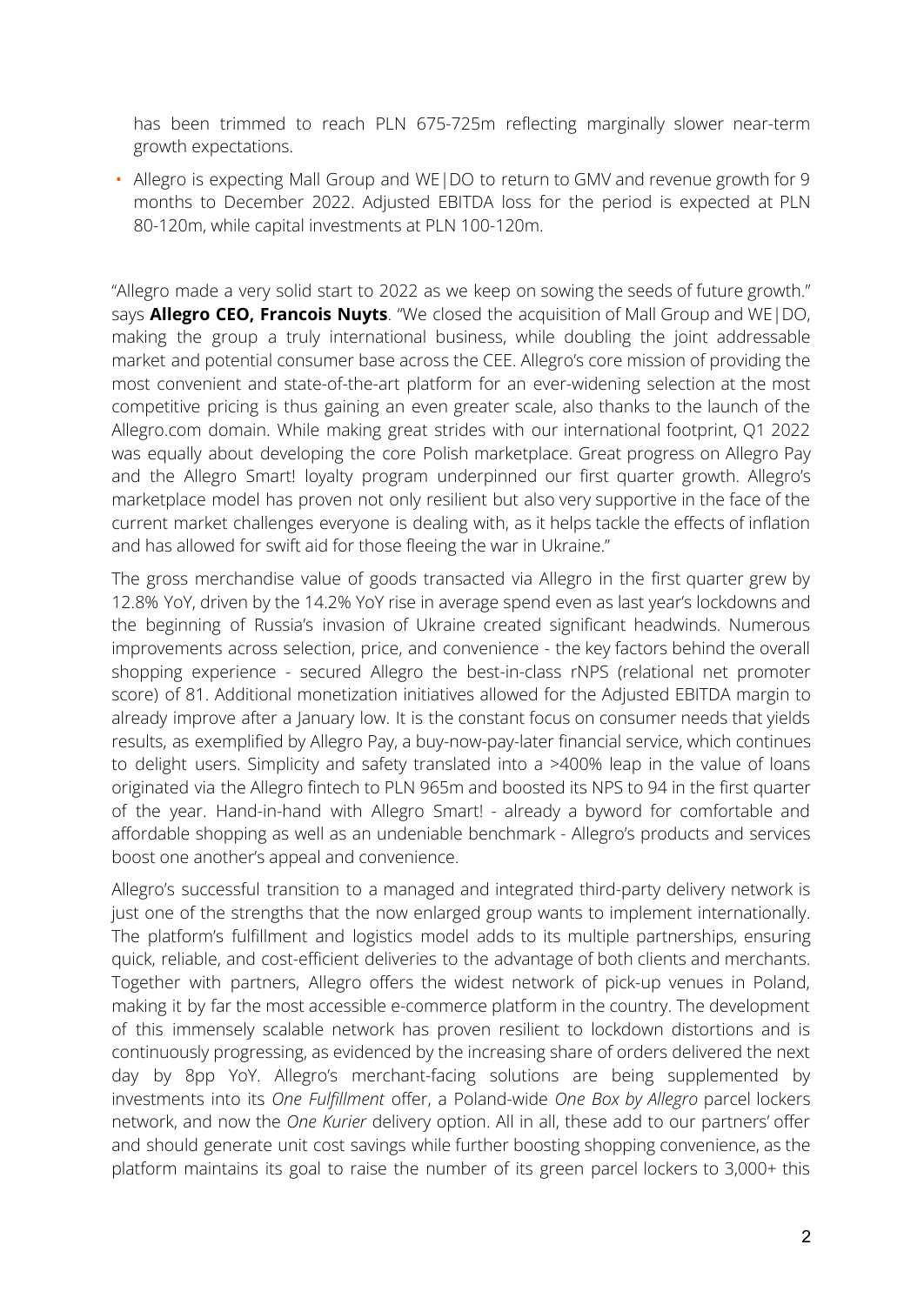has been trimmed to reach PLN 675-725m reflecting marginally slower near-term growth expectations.

- Allegro is expecting Mall Group and WE|DO to return to GMV and revenue growth for 9 months to December 2022. Adjusted EBITDA loss for the period is expected at PLN 80-120m, while capital investments at PLN 100-120m.

"Allegro made a very solid start to 2022 as we keep on sowing the seeds of future growth." says **Allegro CEO, Francois Nuyts**. "We closed the acquisition of Mall Group and WE|DO, making the group a truly international business, while doubling the joint addressable market and potential consumer base across the CEE. Allegro's core mission of providing the most convenient and state-of-the-art platform for an ever-widening selection at the most competitive pricing is thus gaining an even greater scale, also thanks to the launch of the Allegro.com domain. While making great strides with our international footprint, Q1 2022 was equally about developing the core Polish marketplace. Great progress on Allegro Pay and the Allegro Smart! loyalty program underpinned our first quarter growth. Allegro's marketplace model has proven not only resilient but also very supportive in the face of the current market challenges everyone is dealing with, as it helps tackle the effects of inflation and has allowed for swift aid for those fleeing the war in Ukraine."

The gross merchandise value of goods transacted via Allegro in the first quarter grew by 12.8% YoY, driven by the 14.2% YoY rise in average spend even as last year's lockdowns and the beginning of Russia's invasion of Ukraine created significant headwinds. Numerous improvements across selection, price, and convenience - the key factors behind the overall shopping experience - secured Allegro the best-in-class rNPS (relational net promoter score) of 81. Additional monetization initiatives allowed for the Adjusted EBITDA margin to already improve after a January low. It is the constant focus on consumer needs that yields results, as exemplified by Allegro Pay, a buy-now-pay-later financial service, which continues to delight users. Simplicity and safety translated into a >400% leap in the value of loans originated via the Allegro fintech to PLN 965m and boosted its NPS to 94 in the first quarter of the year. Hand-in-hand with Allegro Smart! - already a byword for comfortable and affordable shopping as well as an undeniable benchmark - Allegro's products and services boost one another's appeal and convenience.

Allegro's successful transition to a managed and integrated third-party delivery network is just one of the strengths that the now enlarged group wants to implement internationally. The platform's fulfillment and logistics model adds to its multiple partnerships, ensuring quick, reliable, and cost-efficient deliveries to the advantage of both clients and merchants. Together with partners, Allegro offers the widest network of pick-up venues in Poland, making it by far the most accessible e-commerce platform in the country. The development of this immensely scalable network has proven resilient to lockdown distortions and is continuously progressing, as evidenced by the increasing share of orders delivered the next day by 8pp YoY. Allegro's merchant-facing solutions are being supplemented by investments into its *One Fulfillment* offer, a Poland-wide *One Box by Allegro* parcel lockers network, and now the *One Kurier* delivery option. All in all, these add to our partners' offer and should generate unit cost savings while further boosting shopping convenience, as the platform maintains its goal to raise the number of its green parcel lockers to 3,000+ this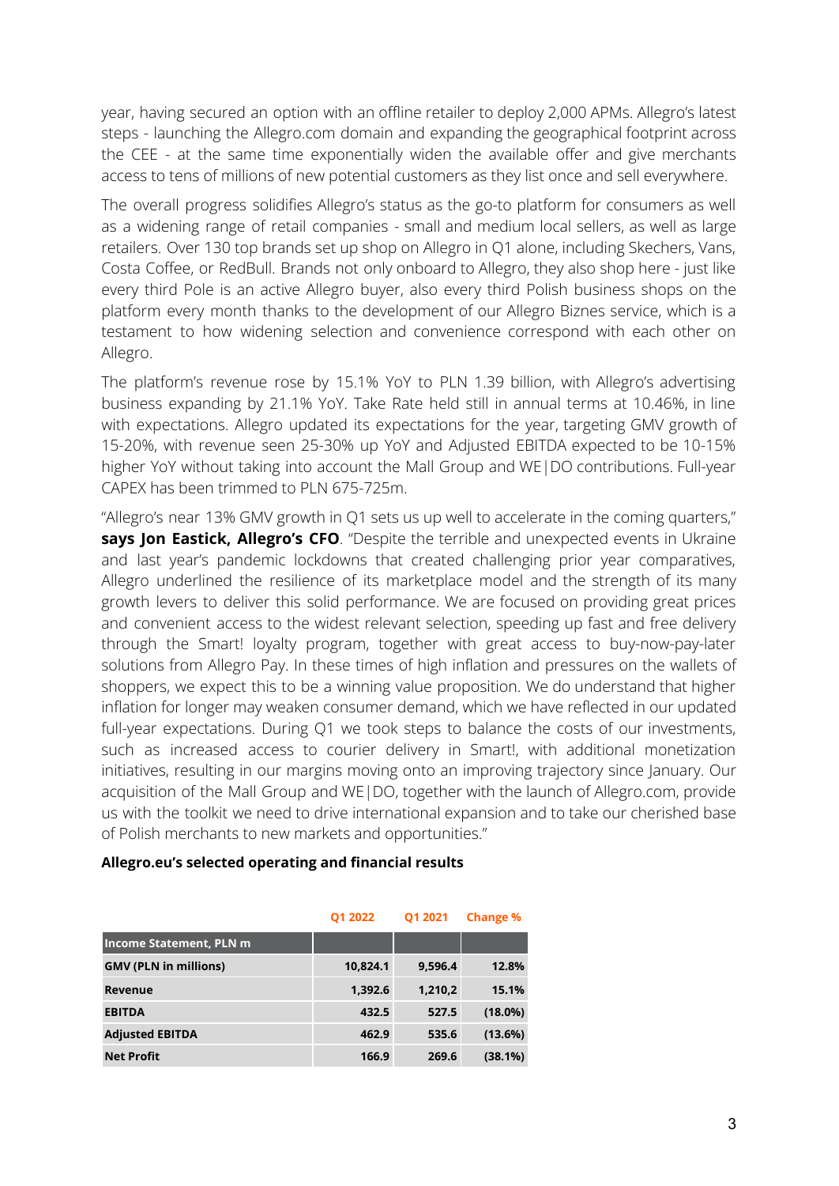year, having secured an option with an offline retailer to deploy 2,000 APMs. Allegro's latest steps - launching the Allegro.com domain and expanding the geographical footprint across the CEE - at the same time exponentially widen the available offer and give merchants access to tens of millions of new potential customers as they list once and sell everywhere.

The overall progress solidifies Allegro's status as the go-to platform for consumers as well as a widening range of retail companies - small and medium local sellers, as well as large retailers. Over 130 top brands set up shop on Allegro in Q1 alone, including Skechers, Vans, Costa Coffee, or RedBull. Brands not only onboard to Allegro, they also shop here - just like every third Pole is an active Allegro buyer, also every third Polish business shops on the platform every month thanks to the development of our Allegro Biznes service, which is a testament to how widening selection and convenience correspond with each other on Allegro.

The platform's revenue rose by 15.1% YoY to PLN 1.39 billion, with Allegro's advertising business expanding by 21.1% YoY. Take Rate held still in annual terms at 10.46%, in line with expectations. Allegro updated its expectations for the year, targeting GMV growth of 15-20%, with revenue seen 25-30% up YoY and Adjusted EBITDA expected to be 10-15% higher YoY without taking into account the Mall Group and WE|DO contributions. Full-year CAPEX has been trimmed to PLN 675-725m.

"Allegro's near 13% GMV growth in Q1 sets us up well to accelerate in the coming quarters," **says Jon Eastick, Allegro's CFO**. "Despite the terrible and unexpected events in Ukraine and last year's pandemic lockdowns that created challenging prior year comparatives, Allegro underlined the resilience of its marketplace model and the strength of its many growth levers to deliver this solid performance. We are focused on providing great prices and convenient access to the widest relevant selection, speeding up fast and free delivery through the Smart! loyalty program, together with great access to buy-now-pay-later solutions from Allegro Pay. In these times of high inflation and pressures on the wallets of shoppers, we expect this to be a winning value proposition. We do understand that higher inflation for longer may weaken consumer demand, which we have reflected in our updated full-year expectations. During Q1 we took steps to balance the costs of our investments, such as increased access to courier delivery in Smart!, with additional monetization initiatives, resulting in our margins moving onto an improving trajectory since January. Our acquisition of the Mall Group and WE|DO, together with the launch of Allegro.com, provide us with the toolkit we need to drive international expansion and to take our cherished base of Polish merchants to new markets and opportunities."

**Allegro.eu's selected operating and financial results**

| | Q1 2022 | Q1 2021 | Change % |
|---|---|---|---|
| **Income Statement, PLN m** | | | |
| **GMV (PLN in millions)** | **10,824.1** | **9,596.4** | **12.8%** |
| **Revenue** | **1,392.6** | **1,210,2** | **15.1%** |
| **EBITDA** | **432.5** | **527.5** | **(18.0%)** |
| **Adjusted EBITDA** | **462.9** | **535.6** | **(13.6%)** |
| **Net Profit** | **166.9** | **269.6** | **(38.1%)** |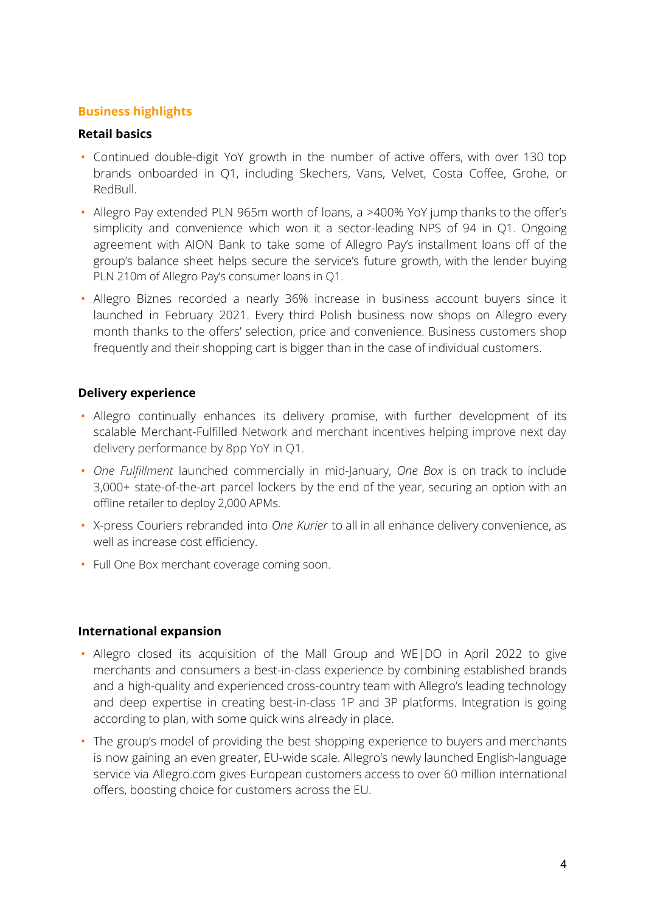## Business highlights

### Retail basics

- Continued double-digit YoY growth in the number of active offers, with over 130 top brands onboarded in Q1, including Skechers, Vans, Velvet, Costa Coffee, Grohe, or RedBull.
- Allegro Pay extended PLN 965m worth of loans, a >400% YoY jump thanks to the offer's simplicity and convenience which won it a sector-leading NPS of 94 in Q1. Ongoing agreement with AION Bank to take some of Allegro Pay's installment loans off of the group's balance sheet helps secure the service's future growth, with the lender buying PLN 210m of Allegro Pay's consumer loans in Q1.
- Allegro Biznes recorded a nearly 36% increase in business account buyers since it launched in February 2021. Every third Polish business now shops on Allegro every month thanks to the offers' selection, price and convenience. Business customers shop frequently and their shopping cart is bigger than in the case of individual customers.

### Delivery experience

- Allegro continually enhances its delivery promise, with further development of its scalable Merchant-Fulfilled Network and merchant incentives helping improve next day delivery performance by 8pp YoY in Q1.
- *One Fulfillment* launched commercially in mid-January, *One Box* is on track to include 3,000+ state-of-the-art parcel lockers by the end of the year, securing an option with an offline retailer to deploy 2,000 APMs.
- X-press Couriers rebranded into *One Kurier* to all in all enhance delivery convenience, as well as increase cost efficiency.
- Full One Box merchant coverage coming soon.

### International expansion

- Allegro closed its acquisition of the Mall Group and WE|DO in April 2022 to give merchants and consumers a best-in-class experience by combining established brands and a high-quality and experienced cross-country team with Allegro's leading technology and deep expertise in creating best-in-class 1P and 3P platforms. Integration is going according to plan, with some quick wins already in place.
- The group's model of providing the best shopping experience to buyers and merchants is now gaining an even greater, EU-wide scale. Allegro's newly launched English-language service via Allegro.com gives European customers access to over 60 million international offers, boosting choice for customers across the EU.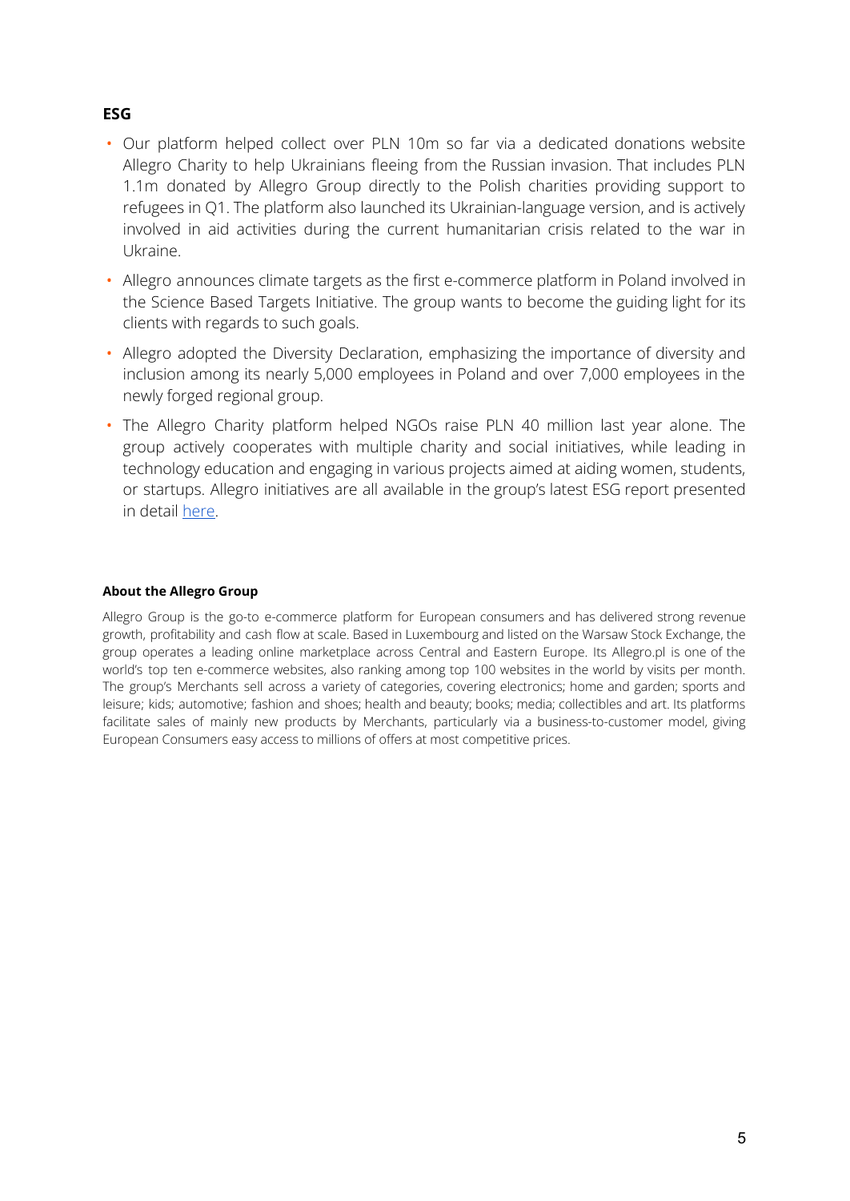## ESG

- Our platform helped collect over PLN 10m so far via a dedicated donations website Allegro Charity to help Ukrainians fleeing from the Russian invasion. That includes PLN 1.1m donated by Allegro Group directly to the Polish charities providing support to refugees in Q1. The platform also launched its Ukrainian-language version, and is actively involved in aid activities during the current humanitarian crisis related to the war in Ukraine.
- Allegro announces climate targets as the first e-commerce platform in Poland involved in the Science Based Targets Initiative. The group wants to become the guiding light for its clients with regards to such goals.
- Allegro adopted the Diversity Declaration, emphasizing the importance of diversity and inclusion among its nearly 5,000 employees in Poland and over 7,000 employees in the newly forged regional group.
- The Allegro Charity platform helped NGOs raise PLN 40 million last year alone. The group actively cooperates with multiple charity and social initiatives, while leading in technology education and engaging in various projects aimed at aiding women, students, or startups. Allegro initiatives are all available in the group's latest ESG report presented in detail here.

#### About the Allegro Group

Allegro Group is the go-to e-commerce platform for European consumers and has delivered strong revenue growth, profitability and cash flow at scale. Based in Luxembourg and listed on the Warsaw Stock Exchange, the group operates a leading online marketplace across Central and Eastern Europe. Its Allegro.pl is one of the world's top ten e-commerce websites, also ranking among top 100 websites in the world by visits per month. The group's Merchants sell across a variety of categories, covering electronics; home and garden; sports and leisure; kids; automotive; fashion and shoes; health and beauty; books; media; collectibles and art. Its platforms facilitate sales of mainly new products by Merchants, particularly via a business-to-customer model, giving European Consumers easy access to millions of offers at most competitive prices.